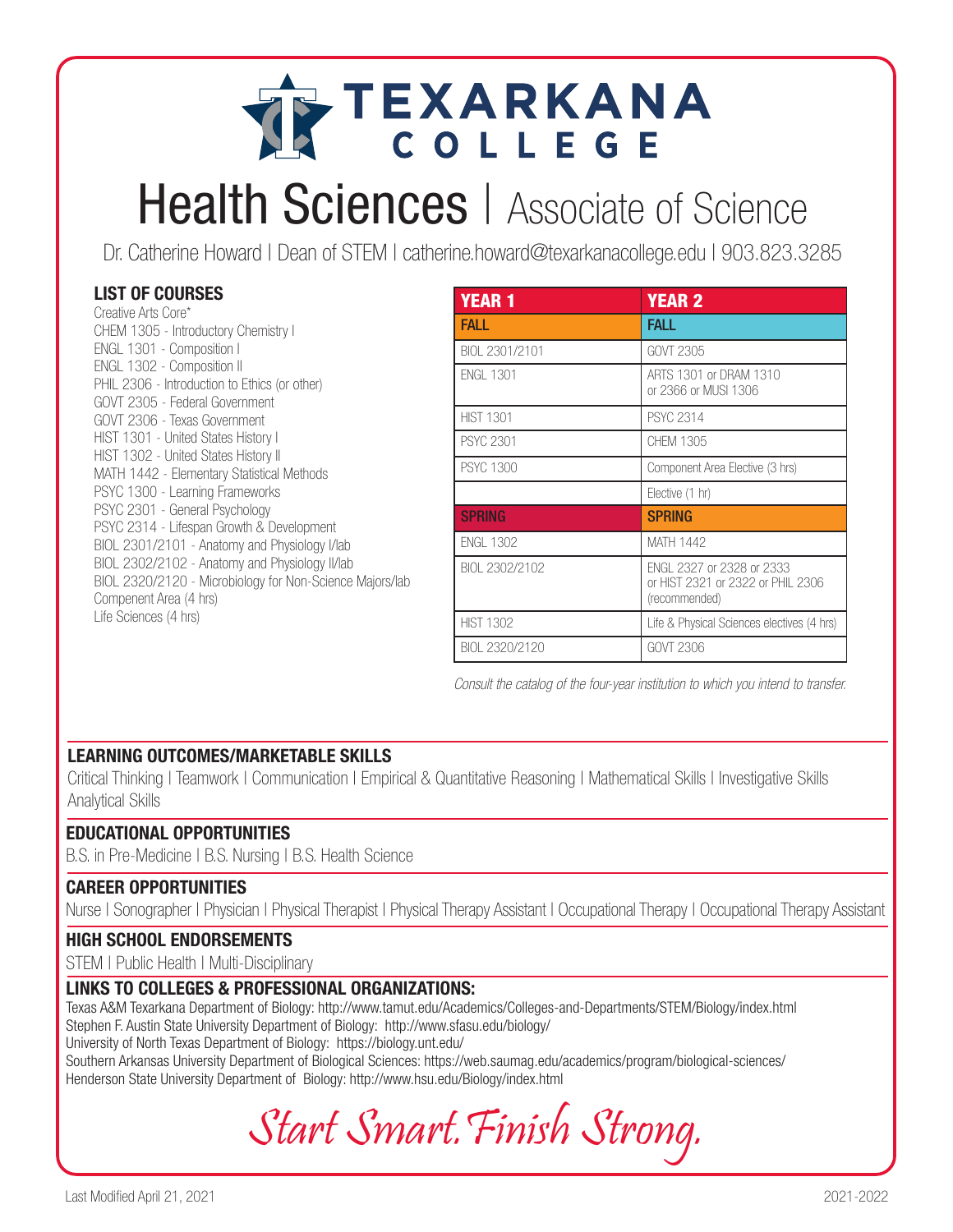# TEXARKANA COLLEGE

# Health Sciences | Associate of Science

Dr. Catherine Howard | Dean of STEM | catherine.howard@texarkanacollege.edu | 903.823.3285

## LIST OF COURSES

Creative Arts Core*
CHEM 1305 - Introductory Chemistry I
ENGL 1301 - Composition I
ENGL 1302 - Composition II
PHIL 2306 - Introduction to Ethics (or other)
GOVT 2305 - Federal Government
GOVT 2306 - Texas Government
HIST 1301 - United States History I
HIST 1302 - United States History II
MATH 1442 - Elementary Statistical Methods
PSYC 1300 - Learning Frameworks
PSYC 2301 - General Psychology
PSYC 2314 - Lifespan Growth & Development
BIOL 2301/2101 - Anatomy and Physiology I/lab
BIOL 2302/2102 - Anatomy and Physiology II/lab
BIOL 2320/2120 - Microbiology for Non-Science Majors/lab
Compenent Area (4 hrs)
Life Sciences (4 hrs)

| YEAR 1 | YEAR 2 |
|---|---|
| **FALL** | **FALL** |
| BIOL 2301/2101 | GOVT 2305 |
| ENGL 1301 | ARTS 1301 or DRAM 1310 or 2366 or MUSI 1306 |
| HIST 1301 | PSYC 2314 |
| PSYC 2301 | CHEM 1305 |
| PSYC 1300 | Component Area Elective (3 hrs) |
| | Elective (1 hr) |
| **SPRING** | **SPRING** |
| ENGL 1302 | MATH 1442 |
| BIOL 2302/2102 | ENGL 2327 or 2328 or 2333 or HIST 2321 or 2322 or PHIL 2306 (recommended) |
| HIST 1302 | Life & Physical Sciences electives (4 hrs) |
| BIOL 2320/2120 | GOVT 2306 |

*Consult the catalog of the four-year institution to which you intend to transfer.*

## LEARNING OUTCOMES/MARKETABLE SKILLS

Critical Thinking | Teamwork | Communication | Empirical & Quantitative Reasoning | Mathematical Skills | Investigative Skills
Analytical Skills

## EDUCATIONAL OPPORTUNITIES

B.S. in Pre-Medicine | B.S. Nursing | B.S. Health Science

## CAREER OPPORTUNITIES

Nurse | Sonographer | Physician | Physical Therapist | Physical Therapy Assistant | Occupational Therapy | Occupational Therapy Assistant

## HIGH SCHOOL ENDORSEMENTS

STEM | Public Health | Multi-Disciplinary

## LINKS TO COLLEGES & PROFESSIONAL ORGANIZATIONS:

Texas A&M Texarkana Department of Biology: http://www.tamut.edu/Academics/Colleges-and-Departments/STEM/Biology/index.html
Stephen F. Austin State University Department of Biology: http://www.sfasu.edu/biology/
University of North Texas Department of Biology: https://biology.unt.edu/
Southern Arkansas University Department of Biological Sciences: https://web.saumag.edu/academics/program/biological-sciences/
Henderson State University Department of Biology: http://www.hsu.edu/Biology/index.html

*Start Smart. Finish Strong.*

Last Modified April 21, 2021

2021-2022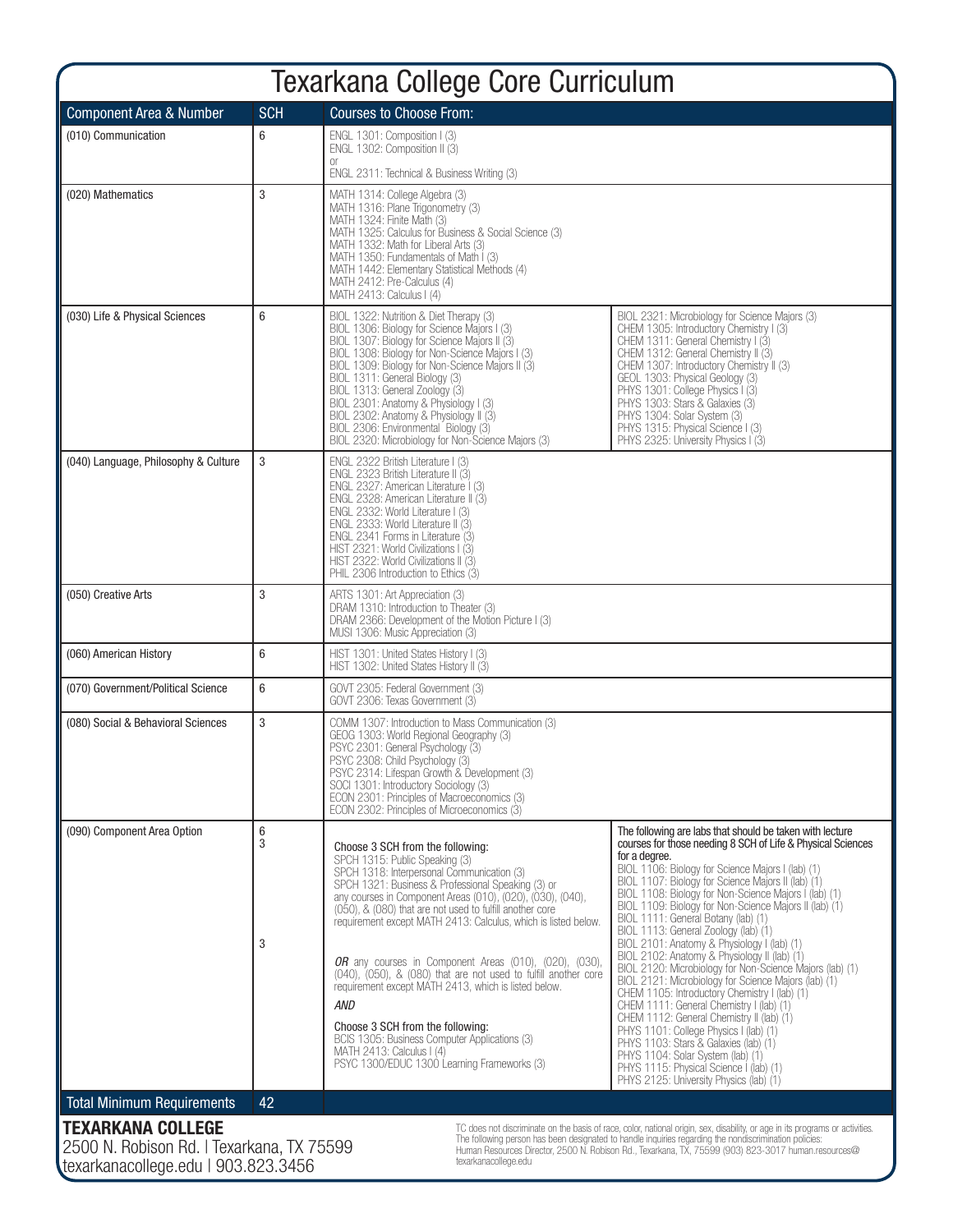# Texarkana College Core Curriculum

| Component Area & Number | SCH | Courses to Choose From: | |
|---|---|---|---|
| (010) Communication | 6 | ENGL 1301: Composition I (3)<br>ENGL 1302: Composition II (3)<br>or<br>ENGL 2311: Technical & Business Writing (3) | |
| (020) Mathematics | 3 | MATH 1314: College Algebra (3)<br>MATH 1316: Plane Trigonometry (3)<br>MATH 1324: Finite Math (3)<br>MATH 1325: Calculus for Business & Social Science (3)<br>MATH 1332: Math for Liberal Arts (3)<br>MATH 1350: Fundamentals of Math I (3)<br>MATH 1442: Elementary Statistical Methods (4)<br>MATH 2412: Pre-Calculus (4)<br>MATH 2413: Calculus I (4) | |
| (030) Life & Physical Sciences | 6 | BIOL 1322: Nutrition & Diet Therapy (3)<br>BIOL 1306: Biology for Science Majors I (3)<br>BIOL 1307: Biology for Science Majors II (3)<br>BIOL 1308: Biology for Non-Science Majors I (3)<br>BIOL 1309: Biology for Non-Science Majors II (3)<br>BIOL 1311: General Biology (3)<br>BIOL 1313: General Zoology (3)<br>BIOL 2301: Anatomy & Physiology I (3)<br>BIOL 2302: Anatomy & Physiology II (3)<br>BIOL 2306: Environmental Biology (3)<br>BIOL 2320: Microbiology for Non-Science Majors (3) | BIOL 2321: Microbiology for Science Majors (3)<br>CHEM 1305: Introductory Chemistry I (3)<br>CHEM 1311: General Chemistry I (3)<br>CHEM 1312: General Chemistry II (3)<br>CHEM 1307: Introductory Chemistry II (3)<br>GEOL 1303: Physical Geology (3)<br>PHYS 1301: College Physics I (3)<br>PHYS 1303: Stars & Galaxies (3)<br>PHYS 1304: Solar System (3)<br>PHYS 1315: Physical Science I (3)<br>PHYS 2325: University Physics I (3) |
| (040) Language, Philosophy & Culture | 3 | ENGL 2322 British Literature I (3)<br>ENGL 2323 British Literature II (3)<br>ENGL 2327: American Literature I (3)<br>ENGL 2328: American Literature II (3)<br>ENGL 2332: World Literature I (3)<br>ENGL 2333: World Literature II (3)<br>ENGL 2341 Forms in Literature (3)<br>HIST 2321: World Civilizations I (3)<br>HIST 2322: World Civilizations II (3)<br>PHIL 2306 Introduction to Ethics (3) | |
| (050) Creative Arts | 3 | ARTS 1301: Art Appreciation (3)<br>DRAM 1310: Introduction to Theater (3)<br>DRAM 2366: Development of the Motion Picture I (3)<br>MUSI 1306: Music Appreciation (3) | |
| (060) American History | 6 | HIST 1301: United States History I (3)<br>HIST 1302: United States History II (3) | |
| (070) Government/Political Science | 6 | GOVT 2305: Federal Government (3)<br>GOVT 2306: Texas Government (3) | |
| (080) Social & Behavioral Sciences | 3 | COMM 1307: Introduction to Mass Communication (3)<br>GEOG 1303: World Regional Geography (3)<br>PSYC 2301: General Psychology (3)<br>PSYC 2308: Child Psychology (3)<br>PSYC 2314: Lifespan Growth & Development (3)<br>SOCI 1301: Introductory Sociology (3)<br>ECON 2301: Principles of Macroeconomics (3)<br>ECON 2302: Principles of Microeconomics (3) | |
| (090) Component Area Option | 6<br>3<br><br>3 | Choose 3 SCH from the following:<br>SPCH 1315: Public Speaking (3)<br>SPCH 1318: Interpersonal Communication (3)<br>SPCH 1321: Business & Professional Speaking (3) or any courses in Component Areas (010), (020), (030), (040), (050), & (080) that are not used to fulfill another core requirement except MATH 2413: Calculus, which is listed below.<br><br>*OR* any courses in Component Areas (010), (020), (030), (040), (050), & (080) that are not used to fulfill another core requirement except MATH 2413, which is listed below.<br><br>*AND*<br><br>Choose 3 SCH from the following:<br>BCIS 1305: Business Computer Applications (3)<br>MATH 2413: Calculus I (4)<br>PSYC 1300/EDUC 1300 Learning Frameworks (3) | **The following are labs that should be taken with lecture courses for those needing 8 SCH of Life & Physical Sciences for a degree.**<br>BIOL 1106: Biology for Science Majors I (lab) (1)<br>BIOL 1107: Biology for Science Majors II (lab) (1)<br>BIOL 1108: Biology for Non-Science Majors I (lab) (1)<br>BIOL 1109: Biology for Non-Science Majors II (lab) (1)<br>BIOL 1111: General Botany (lab) (1)<br>BIOL 1113: General Zoology (lab) (1)<br>BIOL 2101: Anatomy & Physiology I (lab) (1)<br>BIOL 2102: Anatomy & Physiology II (lab) (1)<br>BIOL 2120: Microbiology for Non-Science Majors (lab) (1)<br>BIOL 2121: Microbiology for Science Majors (lab) (1)<br>CHEM 1105: Introductory Chemistry I (lab) (1)<br>CHEM 1111: General Chemistry I (lab) (1)<br>CHEM 1112: General Chemistry II (lab) (1)<br>PHYS 1101: College Physics I (lab) (1)<br>PHYS 1103: Stars & Galaxies (lab) (1)<br>PHYS 1104: Solar System (lab) (1)<br>PHYS 1115: Physical Science I (lab) (1)<br>PHYS 2125: University Physics (lab) (1) |
| **Total Minimum Requirements** | **42** | | |

**TEXARKANA COLLEGE**
2500 N. Robison Rd. | Texarkana, TX 75599
texarkanacollege.edu | 903.823.3456

TC does not discriminate on the basis of race, color, national origin, sex, disability, or age in its programs or activities. The following person has been designated to handle inquiries regarding the nondiscrimination policies: Human Resources Director, 2500 N. Robison Rd., Texarkana, TX, 75599 (903) 823-3017 human.resources@texarkanacollege.edu